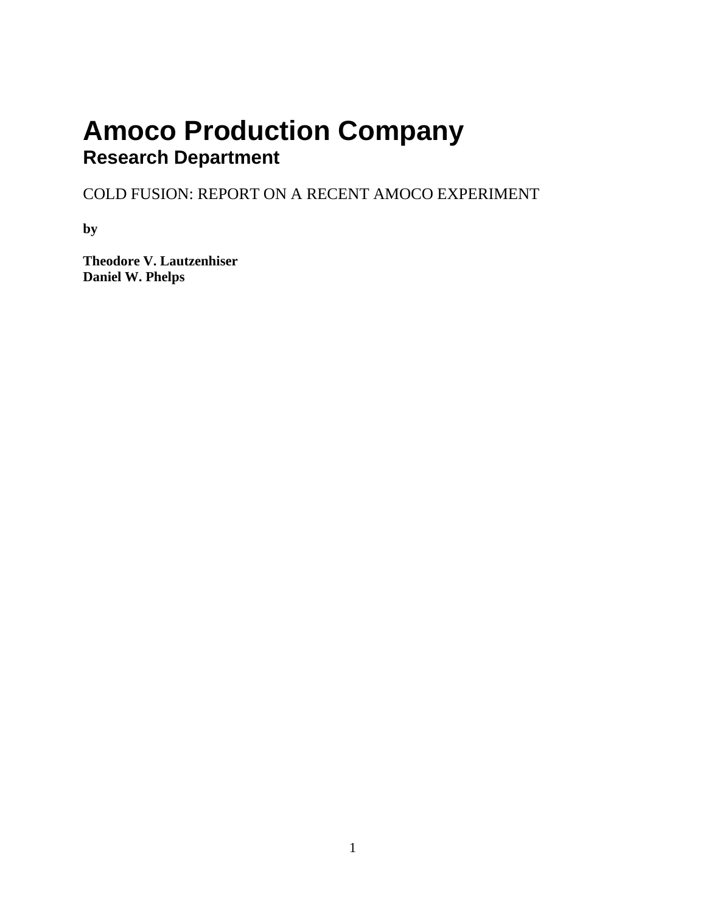# Amoco Production Company

## Research Department

COLD FUSION: REPORT ON A RECENT AMOCO EXPERIMENT

**by**

**Theodore V. Lautzenhiser**
**Daniel W. Phelps**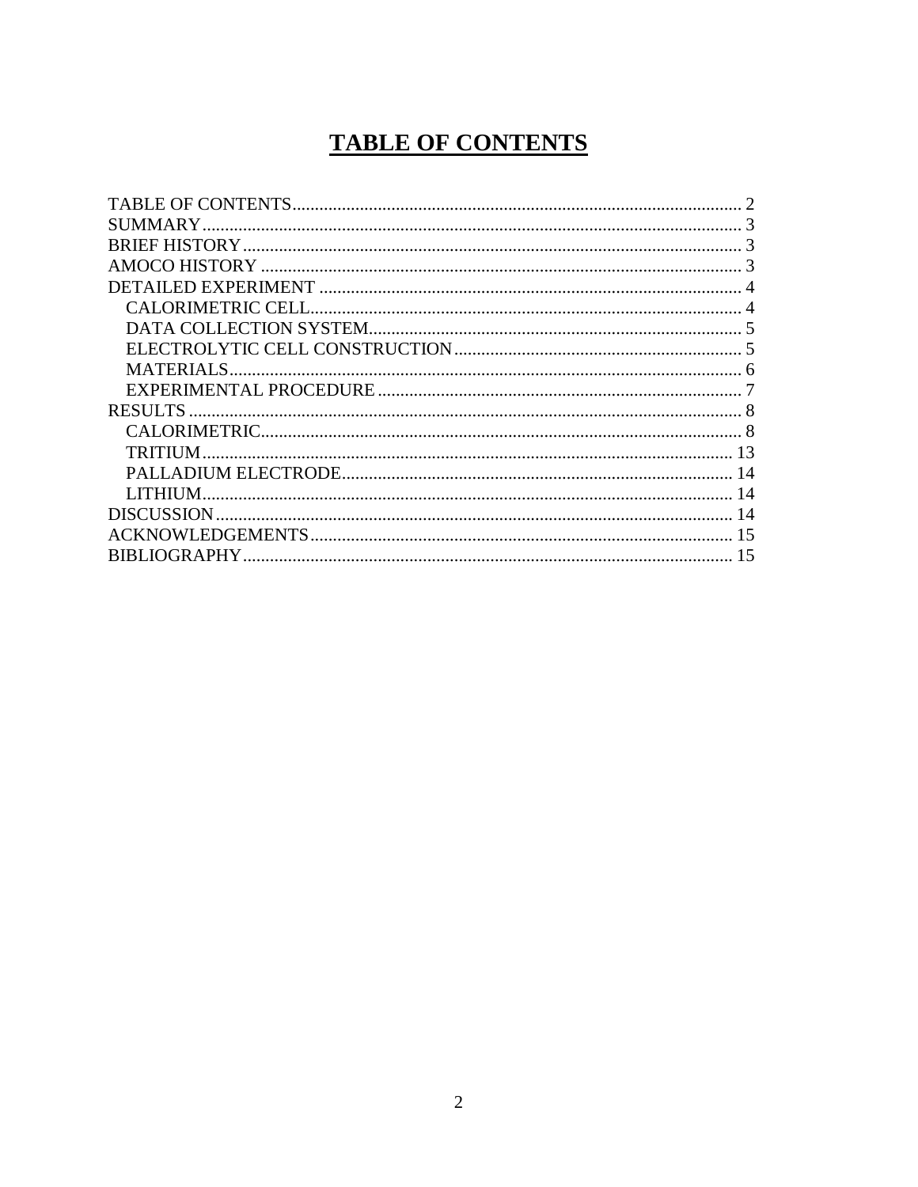# TABLE OF CONTENTS

- TABLE OF CONTENTS .................................................. 2
- SUMMARY .................................................. 3
- BRIEF HISTORY .................................................. 3
- AMOCO HISTORY .................................................. 3
- DETAILED EXPERIMENT .................................................. 4
  - CALORIMETRIC CELL .................................................. 4
  - DATA COLLECTION SYSTEM .................................................. 5
  - ELECTROLYTIC CELL CONSTRUCTION .................................................. 5
  - MATERIALS .................................................. 6
  - EXPERIMENTAL PROCEDURE .................................................. 7
- RESULTS .................................................. 8
  - CALORIMETRIC .................................................. 8
  - TRITIUM .................................................. 13
  - PALLADIUM ELECTRODE .................................................. 14
  - LITHIUM .................................................. 14
- DISCUSSION .................................................. 14
- ACKNOWLEDGEMENTS .................................................. 15
- BIBLIOGRAPHY .................................................. 15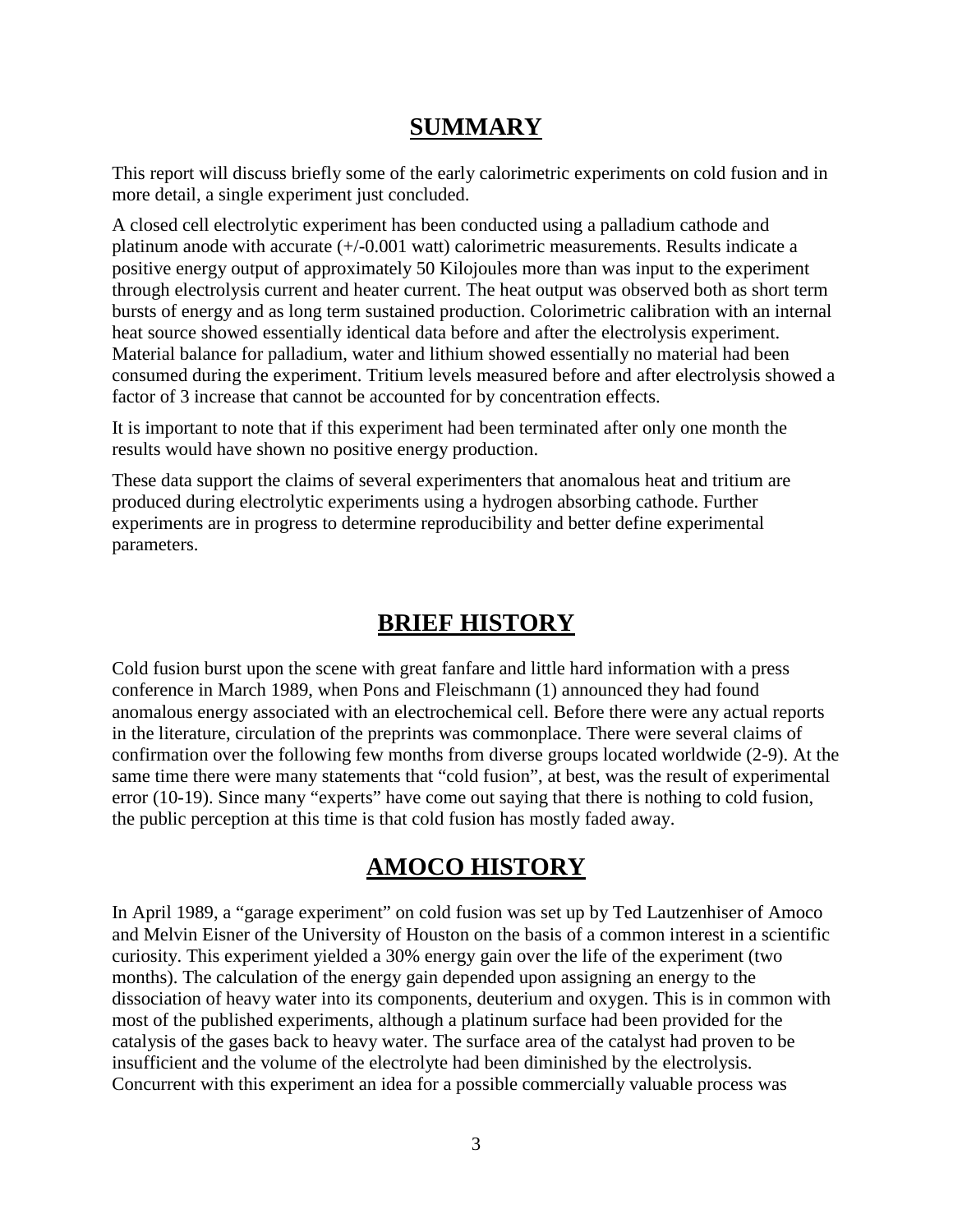## SUMMARY

This report will discuss briefly some of the early calorimetric experiments on cold fusion and in more detail, a single experiment just concluded.

A closed cell electrolytic experiment has been conducted using a palladium cathode and platinum anode with accurate (+/-0.001 watt) calorimetric measurements. Results indicate a positive energy output of approximately 50 Kilojoules more than was input to the experiment through electrolysis current and heater current. The heat output was observed both as short term bursts of energy and as long term sustained production. Colorimetric calibration with an internal heat source showed essentially identical data before and after the electrolysis experiment. Material balance for palladium, water and lithium showed essentially no material had been consumed during the experiment. Tritium levels measured before and after electrolysis showed a factor of 3 increase that cannot be accounted for by concentration effects.

It is important to note that if this experiment had been terminated after only one month the results would have shown no positive energy production.

These data support the claims of several experimenters that anomalous heat and tritium are produced during electrolytic experiments using a hydrogen absorbing cathode. Further experiments are in progress to determine reproducibility and better define experimental parameters.

## BRIEF HISTORY

Cold fusion burst upon the scene with great fanfare and little hard information with a press conference in March 1989, when Pons and Fleischmann (1) announced they had found anomalous energy associated with an electrochemical cell. Before there were any actual reports in the literature, circulation of the preprints was commonplace. There were several claims of confirmation over the following few months from diverse groups located worldwide (2-9). At the same time there were many statements that "cold fusion", at best, was the result of experimental error (10-19). Since many "experts" have come out saying that there is nothing to cold fusion, the public perception at this time is that cold fusion has mostly faded away.

## AMOCO HISTORY

In April 1989, a "garage experiment" on cold fusion was set up by Ted Lautzenhiser of Amoco and Melvin Eisner of the University of Houston on the basis of a common interest in a scientific curiosity. This experiment yielded a 30% energy gain over the life of the experiment (two months). The calculation of the energy gain depended upon assigning an energy to the dissociation of heavy water into its components, deuterium and oxygen. This is in common with most of the published experiments, although a platinum surface had been provided for the catalysis of the gases back to heavy water. The surface area of the catalyst had proven to be insufficient and the volume of the electrolyte had been diminished by the electrolysis. Concurrent with this experiment an idea for a possible commercially valuable process was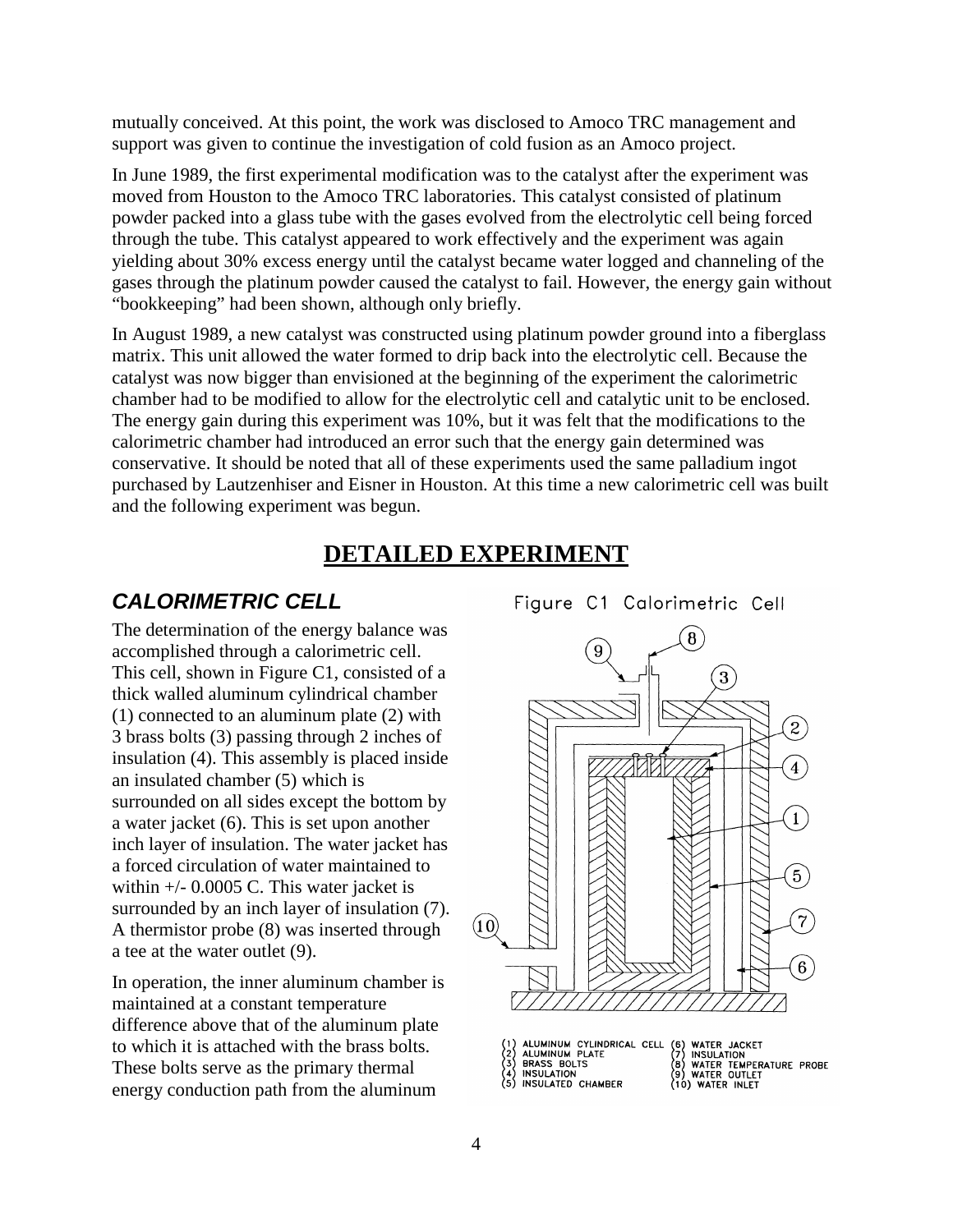mutually conceived. At this point, the work was disclosed to Amoco TRC management and support was given to continue the investigation of cold fusion as an Amoco project.

In June 1989, the first experimental modification was to the catalyst after the experiment was moved from Houston to the Amoco TRC laboratories. This catalyst consisted of platinum powder packed into a glass tube with the gases evolved from the electrolytic cell being forced through the tube. This catalyst appeared to work effectively and the experiment was again yielding about 30% excess energy until the catalyst became water logged and channeling of the gases through the platinum powder caused the catalyst to fail. However, the energy gain without "bookkeeping" had been shown, although only briefly.

In August 1989, a new catalyst was constructed using platinum powder ground into a fiberglass matrix. This unit allowed the water formed to drip back into the electrolytic cell. Because the catalyst was now bigger than envisioned at the beginning of the experiment the calorimetric chamber had to be modified to allow for the electrolytic cell and catalytic unit to be enclosed. The energy gain during this experiment was 10%, but it was felt that the modifications to the calorimetric chamber had introduced an error such that the energy gain determined was conservative. It should be noted that all of these experiments used the same palladium ingot purchased by Lautzenhiser and Eisner in Houston. At this time a new calorimetric cell was built and the following experiment was begun.

# DETAILED EXPERIMENT

## *CALORIMETRIC CELL*

The determination of the energy balance was accomplished through a calorimetric cell. This cell, shown in Figure C1, consisted of a thick walled aluminum cylindrical chamber (1) connected to an aluminum plate (2) with 3 brass bolts (3) passing through 2 inches of insulation (4). This assembly is placed inside an insulated chamber (5) which is surrounded on all sides except the bottom by a water jacket (6). This is set upon another inch layer of insulation. The water jacket has a forced circulation of water maintained to within +/- 0.0005 C. This water jacket is surrounded by an inch layer of insulation (7). A thermistor probe (8) was inserted through a tee at the water outlet (9).

In operation, the inner aluminum chamber is maintained at a constant temperature difference above that of the aluminum plate to which it is attached with the brass bolts. These bolts serve as the primary thermal energy conduction path from the aluminum

Figure C1 Calorimetric Cell

(1) ALUMINUM CYLINDRICAL CELL (2) ALUMINUM PLATE (3) BRASS BOLTS (4) INSULATION (5) INSULATED CHAMBER (6) WATER JACKET (7) INSULATION (8) WATER TEMPERATURE PROBE (9) WATER OUTLET (10) WATER INLET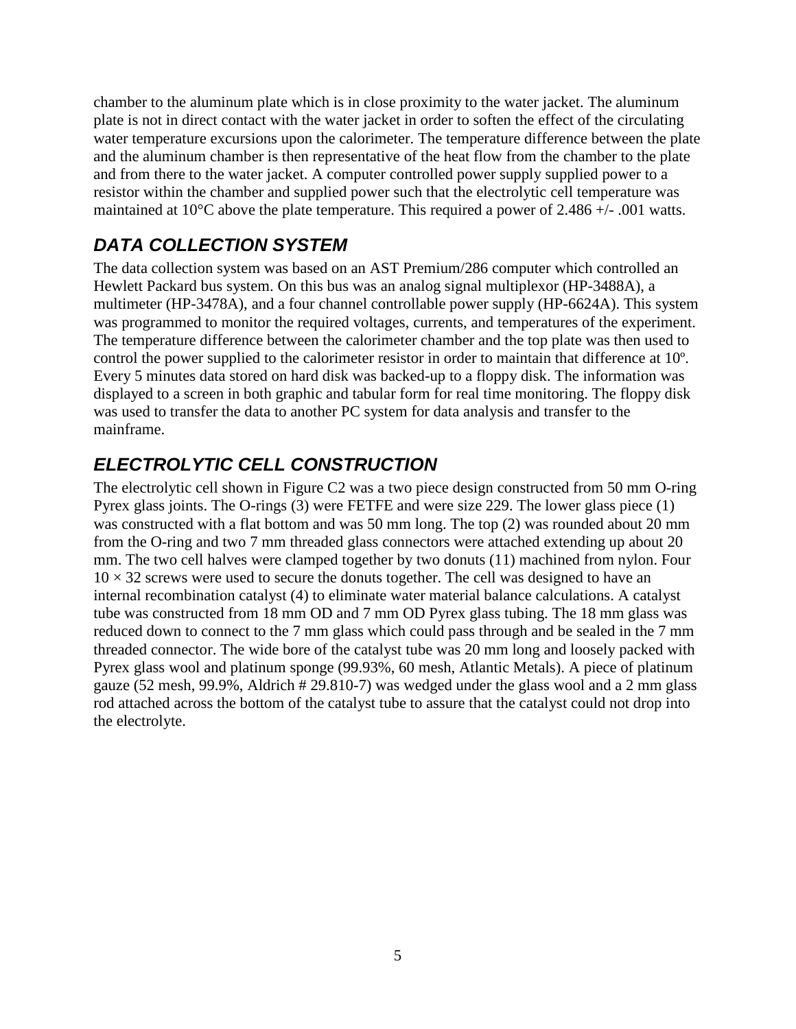chamber to the aluminum plate which is in close proximity to the water jacket. The aluminum plate is not in direct contact with the water jacket in order to soften the effect of the circulating water temperature excursions upon the calorimeter. The temperature difference between the plate and the aluminum chamber is then representative of the heat flow from the chamber to the plate and from there to the water jacket. A computer controlled power supply supplied power to a resistor within the chamber and supplied power such that the electrolytic cell temperature was maintained at 10°C above the plate temperature. This required a power of 2.486 +/- .001 watts.

## *DATA COLLECTION SYSTEM*

The data collection system was based on an AST Premium/286 computer which controlled an Hewlett Packard bus system. On this bus was an analog signal multiplexor (HP-3488A), a multimeter (HP-3478A), and a four channel controllable power supply (HP-6624A). This system was programmed to monitor the required voltages, currents, and temperatures of the experiment. The temperature difference between the calorimeter chamber and the top plate was then used to control the power supplied to the calorimeter resistor in order to maintain that difference at 10º. Every 5 minutes data stored on hard disk was backed-up to a floppy disk. The information was displayed to a screen in both graphic and tabular form for real time monitoring. The floppy disk was used to transfer the data to another PC system for data analysis and transfer to the mainframe.

## *ELECTROLYTIC CELL CONSTRUCTION*

The electrolytic cell shown in Figure C2 was a two piece design constructed from 50 mm O-ring Pyrex glass joints. The O-rings (3) were FETFE and were size 229. The lower glass piece (1) was constructed with a flat bottom and was 50 mm long. The top (2) was rounded about 20 mm from the O-ring and two 7 mm threaded glass connectors were attached extending up about 20 mm. The two cell halves were clamped together by two donuts (11) machined from nylon. Four $10 \times 32$ screws were used to secure the donuts together. The cell was designed to have an internal recombination catalyst (4) to eliminate water material balance calculations. A catalyst tube was constructed from 18 mm OD and 7 mm OD Pyrex glass tubing. The 18 mm glass was reduced down to connect to the 7 mm glass which could pass through and be sealed in the 7 mm threaded connector. The wide bore of the catalyst tube was 20 mm long and loosely packed with Pyrex glass wool and platinum sponge (99.93%, 60 mesh, Atlantic Metals). A piece of platinum gauze (52 mesh, 99.9%, Aldrich # 29.810-7) was wedged under the glass wool and a 2 mm glass rod attached across the bottom of the catalyst tube to assure that the catalyst could not drop into the electrolyte.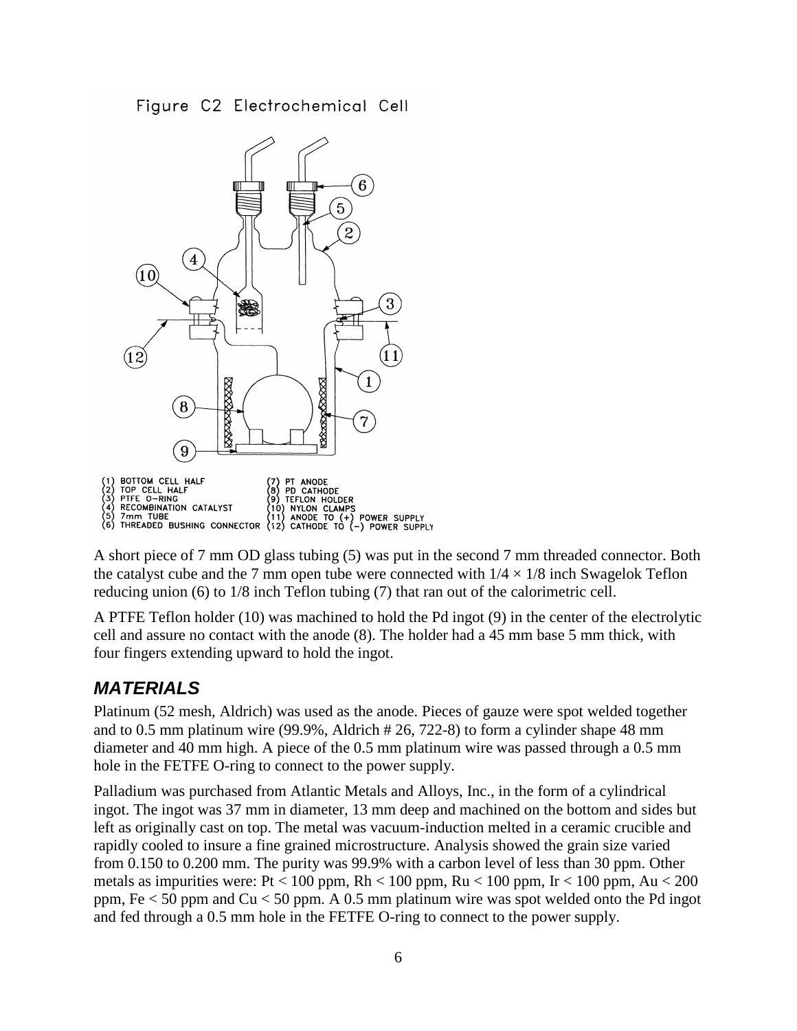Figure C2 Electrochemical Cell

(1) BOTTOM CELL HALF
(2) TOP CELL HALF
(3) PTFE O-RING
(4) RECOMBINATION CATALYST
(5) 7mm TUBE
(6) THREADED BUSHING CONNECTOR
(7) PT ANODE
(8) PD CATHODE
(9) TEFLON HOLDER
(10) NYLON CLAMPS
(11) ANODE TO (+) POWER SUPPLY
(12) CATHODE TO (–) POWER SUPPLY

A short piece of 7 mm OD glass tubing (5) was put in the second 7 mm threaded connector. Both the catalyst cube and the 7 mm open tube were connected with $1/4 \times 1/8$ inch Swagelok Teflon reducing union (6) to 1/8 inch Teflon tubing (7) that ran out of the calorimetric cell.

A PTFE Teflon holder (10) was machined to hold the Pd ingot (9) in the center of the electrolytic cell and assure no contact with the anode (8). The holder had a 45 mm base 5 mm thick, with four fingers extending upward to hold the ingot.

## *MATERIALS*

Platinum (52 mesh, Aldrich) was used as the anode. Pieces of gauze were spot welded together and to 0.5 mm platinum wire (99.9%, Aldrich # 26, 722-8) to form a cylinder shape 48 mm diameter and 40 mm high. A piece of the 0.5 mm platinum wire was passed through a 0.5 mm hole in the FETFE O-ring to connect to the power supply.

Palladium was purchased from Atlantic Metals and Alloys, Inc., in the form of a cylindrical ingot. The ingot was 37 mm in diameter, 13 mm deep and machined on the bottom and sides but left as originally cast on top. The metal was vacuum-induction melted in a ceramic crucible and rapidly cooled to insure a fine grained microstructure. Analysis showed the grain size varied from 0.150 to 0.200 mm. The purity was 99.9% with a carbon level of less than 30 ppm. Other metals as impurities were: Pt < 100 ppm, Rh < 100 ppm, Ru < 100 ppm, Ir < 100 ppm, Au < 200 ppm, Fe < 50 ppm and Cu < 50 ppm. A 0.5 mm platinum wire was spot welded onto the Pd ingot and fed through a 0.5 mm hole in the FETFE O-ring to connect to the power supply.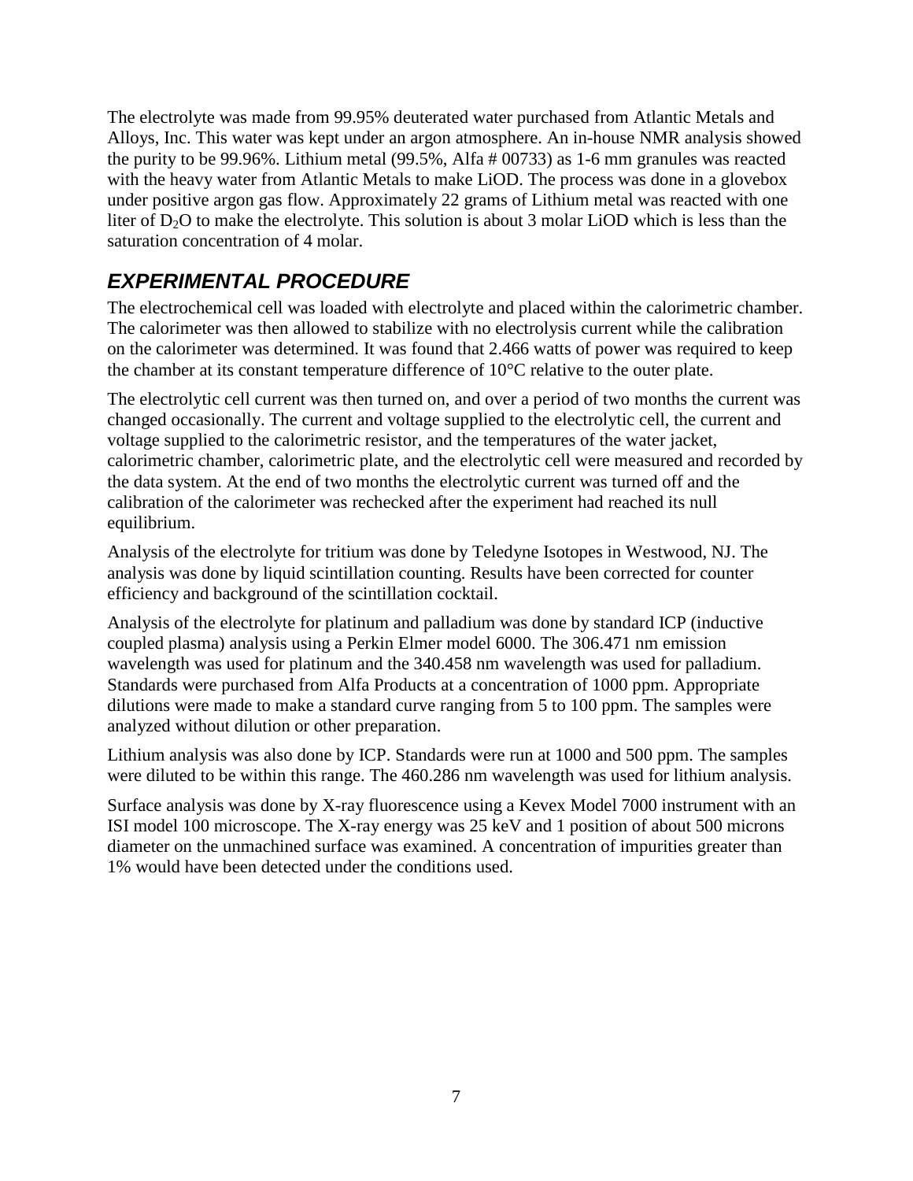The electrolyte was made from 99.95% deuterated water purchased from Atlantic Metals and Alloys, Inc. This water was kept under an argon atmosphere. An in-house NMR analysis showed the purity to be 99.96%. Lithium metal (99.5%, Alfa # 00733) as 1-6 mm granules was reacted with the heavy water from Atlantic Metals to make LiOD. The process was done in a glovebox under positive argon gas flow. Approximately 22 grams of Lithium metal was reacted with one liter of $D_2O$ to make the electrolyte. This solution is about 3 molar LiOD which is less than the saturation concentration of 4 molar.

## *EXPERIMENTAL PROCEDURE*

The electrochemical cell was loaded with electrolyte and placed within the calorimetric chamber. The calorimeter was then allowed to stabilize with no electrolysis current while the calibration on the calorimeter was determined. It was found that 2.466 watts of power was required to keep the chamber at its constant temperature difference of 10°C relative to the outer plate.

The electrolytic cell current was then turned on, and over a period of two months the current was changed occasionally. The current and voltage supplied to the electrolytic cell, the current and voltage supplied to the calorimetric resistor, and the temperatures of the water jacket, calorimetric chamber, calorimetric plate, and the electrolytic cell were measured and recorded by the data system. At the end of two months the electrolytic current was turned off and the calibration of the calorimeter was rechecked after the experiment had reached its null equilibrium.

Analysis of the electrolyte for tritium was done by Teledyne Isotopes in Westwood, NJ. The analysis was done by liquid scintillation counting. Results have been corrected for counter efficiency and background of the scintillation cocktail.

Analysis of the electrolyte for platinum and palladium was done by standard ICP (inductive coupled plasma) analysis using a Perkin Elmer model 6000. The 306.471 nm emission wavelength was used for platinum and the 340.458 nm wavelength was used for palladium. Standards were purchased from Alfa Products at a concentration of 1000 ppm. Appropriate dilutions were made to make a standard curve ranging from 5 to 100 ppm. The samples were analyzed without dilution or other preparation.

Lithium analysis was also done by ICP. Standards were run at 1000 and 500 ppm. The samples were diluted to be within this range. The 460.286 nm wavelength was used for lithium analysis.

Surface analysis was done by X-ray fluorescence using a Kevex Model 7000 instrument with an ISI model 100 microscope. The X-ray energy was 25 keV and 1 position of about 500 microns diameter on the unmachined surface was examined. A concentration of impurities greater than 1% would have been detected under the conditions used.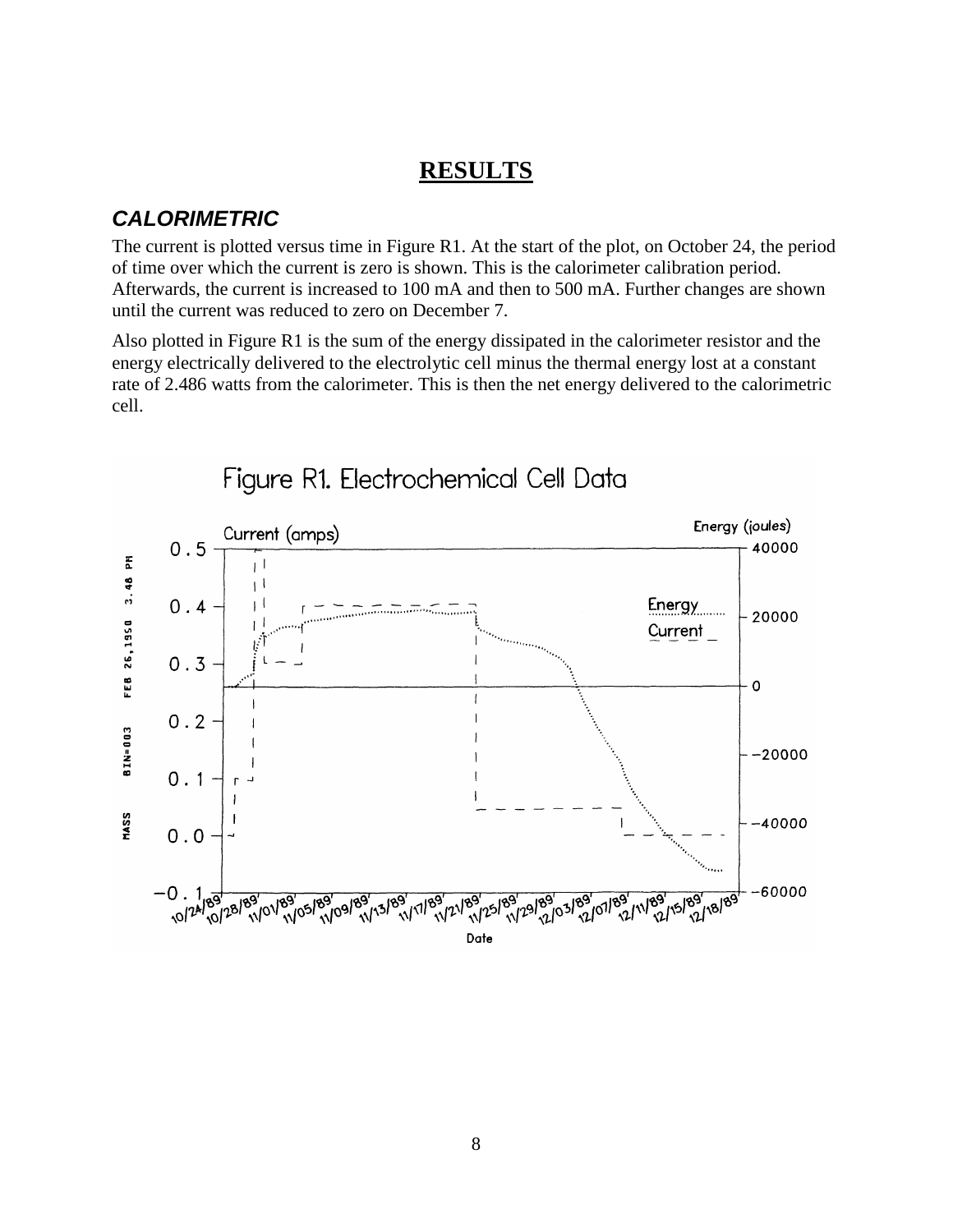# RESULTS

## *CALORIMETRIC*

The current is plotted versus time in Figure R1. At the start of the plot, on October 24, the period of time over which the current is zero is shown. This is the calorimeter calibration period. Afterwards, the current is increased to 100 mA and then to 500 mA. Further changes are shown until the current was reduced to zero on December 7.

Also plotted in Figure R1 is the sum of the energy dissipated in the calorimeter resistor and the energy electrically delivered to the electrolytic cell minus the thermal energy lost at a constant rate of 2.486 watts from the calorimeter. This is then the net energy delivered to the calorimetric cell.

Figure R1. Electrochemical Cell Data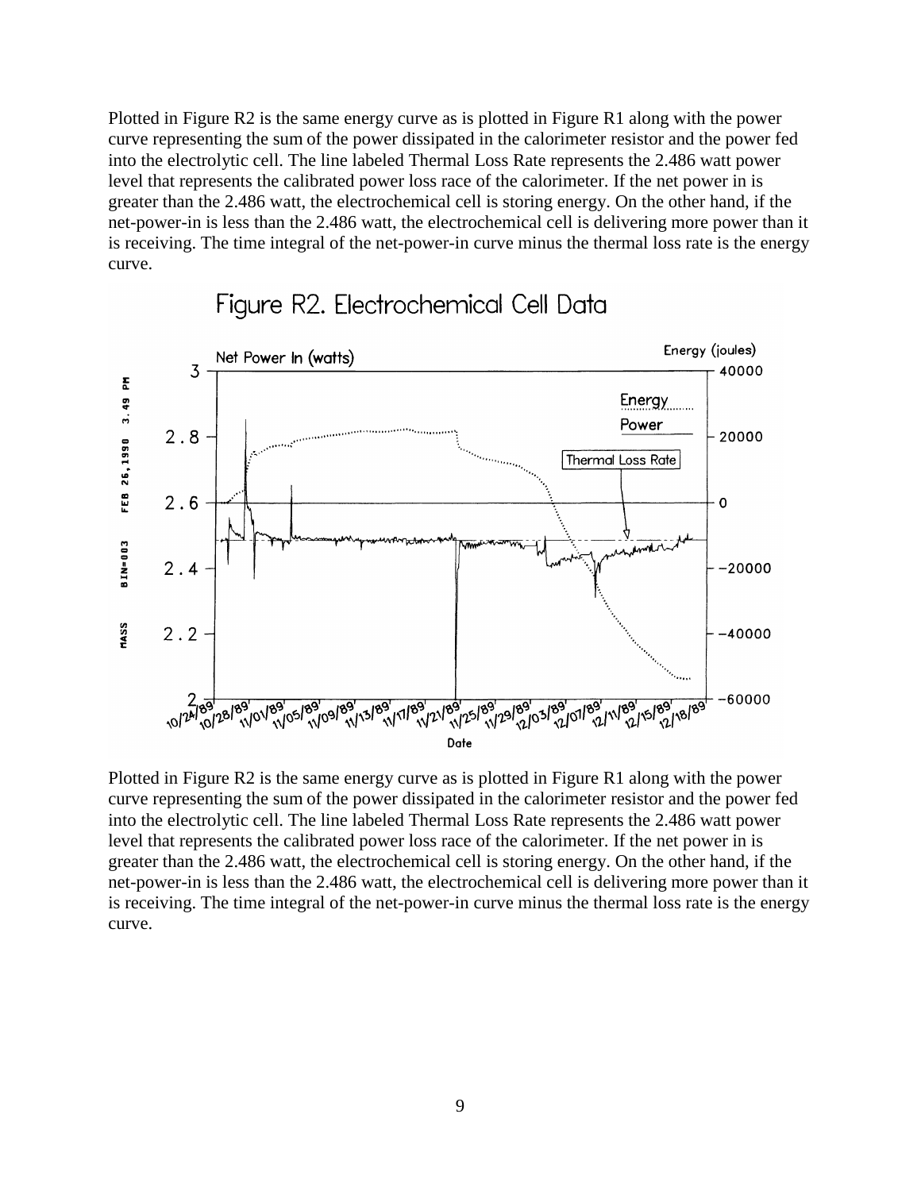Plotted in Figure R2 is the same energy curve as is plotted in Figure R1 along with the power curve representing the sum of the power dissipated in the calorimeter resistor and the power fed into the electrolytic cell. The line labeled Thermal Loss Rate represents the 2.486 watt power level that represents the calibrated power loss race of the calorimeter. If the net power in is greater than the 2.486 watt, the electrochemical cell is storing energy. On the other hand, if the net-power-in is less than the 2.486 watt, the electrochemical cell is delivering more power than it is receiving. The time integral of the net-power-in curve minus the thermal loss rate is the energy curve.

Figure R2. Electrochemical Cell Data

Plotted in Figure R2 is the same energy curve as is plotted in Figure R1 along with the power curve representing the sum of the power dissipated in the calorimeter resistor and the power fed into the electrolytic cell. The line labeled Thermal Loss Rate represents the 2.486 watt power level that represents the calibrated power loss race of the calorimeter. If the net power in is greater than the 2.486 watt, the electrochemical cell is storing energy. On the other hand, if the net-power-in is less than the 2.486 watt, the electrochemical cell is delivering more power than it is receiving. The time integral of the net-power-in curve minus the thermal loss rate is the energy curve.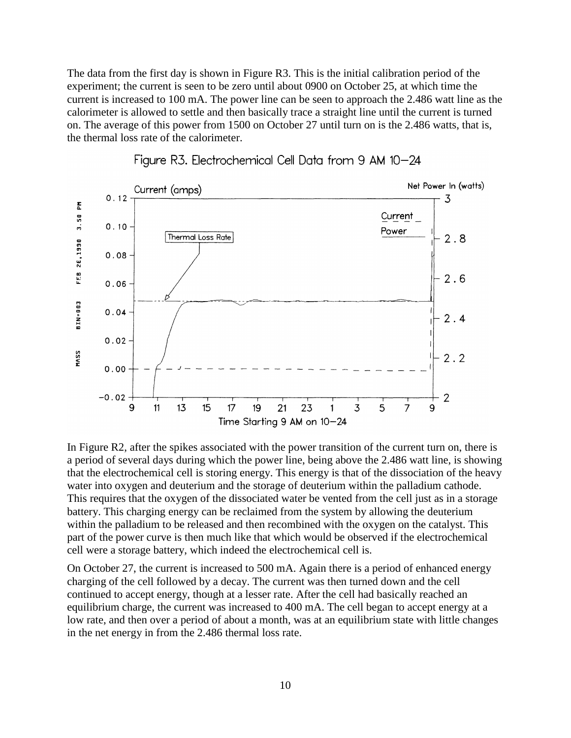The data from the first day is shown in Figure R3. This is the initial calibration period of the experiment; the current is seen to be zero until about 0900 on October 25, at which time the current is increased to 100 mA. The power line can be seen to approach the 2.486 watt line as the calorimeter is allowed to settle and then basically trace a straight line until the current is turned on. The average of this power from 1500 on October 27 until turn on is the 2.486 watts, that is, the thermal loss rate of the calorimeter.

Figure R3. Electrochemical Cell Data from 9 AM 10–24

In Figure R2, after the spikes associated with the power transition of the current turn on, there is a period of several days during which the power line, being above the 2.486 watt line, is showing that the electrochemical cell is storing energy. This energy is that of the dissociation of the heavy water into oxygen and deuterium and the storage of deuterium within the palladium cathode. This requires that the oxygen of the dissociated water be vented from the cell just as in a storage battery. This charging energy can be reclaimed from the system by allowing the deuterium within the palladium to be released and then recombined with the oxygen on the catalyst. This part of the power curve is then much like that which would be observed if the electrochemical cell were a storage battery, which indeed the electrochemical cell is.

On October 27, the current is increased to 500 mA. Again there is a period of enhanced energy charging of the cell followed by a decay. The current was then turned down and the cell continued to accept energy, though at a lesser rate. After the cell had basically reached an equilibrium charge, the current was increased to 400 mA. The cell began to accept energy at a low rate, and then over a period of about a month, was at an equilibrium state with little changes in the net energy in from the 2.486 thermal loss rate.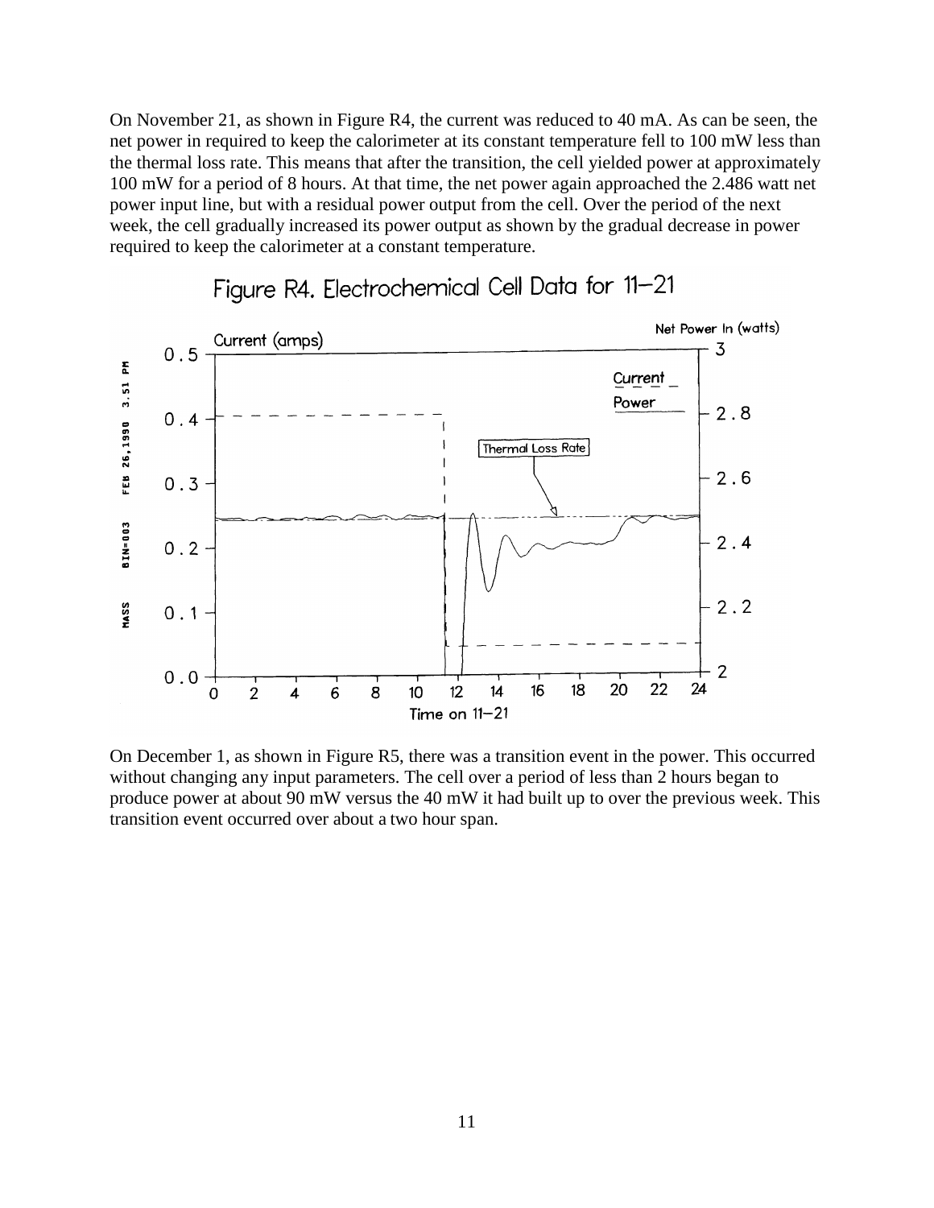On November 21, as shown in Figure R4, the current was reduced to 40 mA. As can be seen, the net power in required to keep the calorimeter at its constant temperature fell to 100 mW less than the thermal loss rate. This means that after the transition, the cell yielded power at approximately 100 mW for a period of 8 hours. At that time, the net power again approached the 2.486 watt net power input line, but with a residual power output from the cell. Over the period of the next week, the cell gradually increased its power output as shown by the gradual decrease in power required to keep the calorimeter at a constant temperature.

Figure R4. Electrochemical Cell Data for 11–21

On December 1, as shown in Figure R5, there was a transition event in the power. This occurred without changing any input parameters. The cell over a period of less than 2 hours began to produce power at about 90 mW versus the 40 mW it had built up to over the previous week. This transition event occurred over about a two hour span.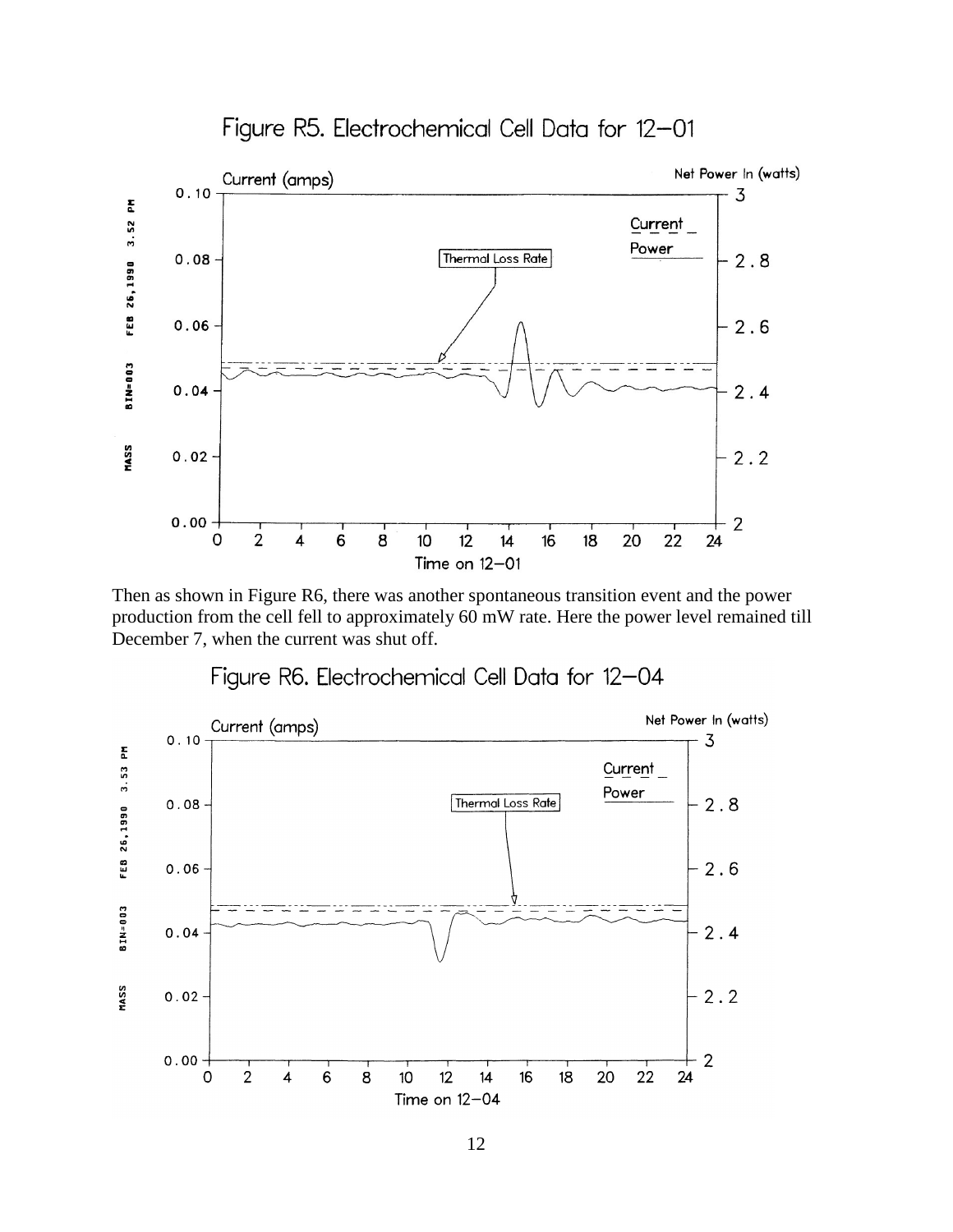Figure R5. Electrochemical Cell Data for 12–01

Then as shown in Figure R6, there was another spontaneous transition event and the power production from the cell fell to approximately 60 mW rate. Here the power level remained till December 7, when the current was shut off.

Figure R6. Electrochemical Cell Data for 12–04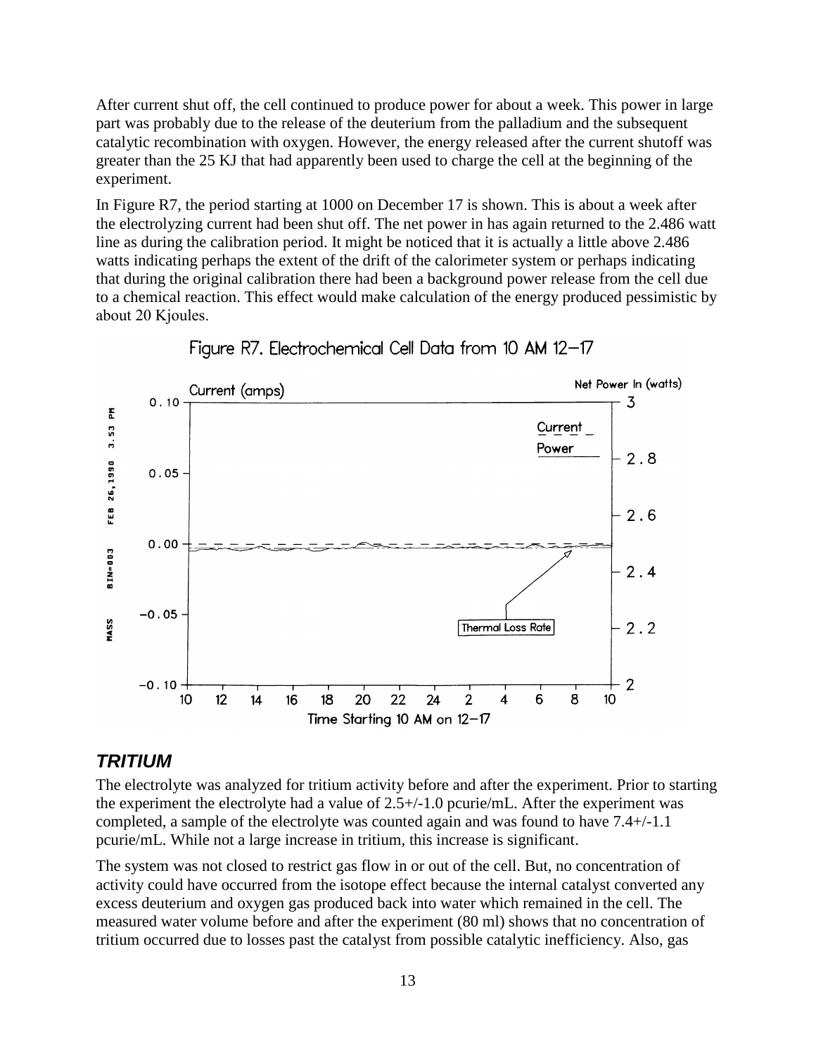After current shut off, the cell continued to produce power for about a week. This power in large part was probably due to the release of the deuterium from the palladium and the subsequent catalytic recombination with oxygen. However, the energy released after the current shutoff was greater than the 25 KJ that had apparently been used to charge the cell at the beginning of the experiment.

In Figure R7, the period starting at 1000 on December 17 is shown. This is about a week after the electrolyzing current had been shut off. The net power in has again returned to the 2.486 watt line as during the calibration period. It might be noticed that it is actually a little above 2.486 watts indicating perhaps the extent of the drift of the calorimeter system or perhaps indicating that during the original calibration there had been a background power release from the cell due to a chemical reaction. This effect would make calculation of the energy produced pessimistic by about 20 Kjoules.

Figure R7. Electrochemical Cell Data from 10 AM 12–17

## TRITIUM

The electrolyte was analyzed for tritium activity before and after the experiment. Prior to starting the experiment the electrolyte had a value of 2.5+/-1.0 pcurie/mL. After the experiment was completed, a sample of the electrolyte was counted again and was found to have 7.4+/-1.1 pcurie/mL. While not a large increase in tritium, this increase is significant.

The system was not closed to restrict gas flow in or out of the cell. But, no concentration of activity could have occurred from the isotope effect because the internal catalyst converted any excess deuterium and oxygen gas produced back into water which remained in the cell. The measured water volume before and after the experiment (80 ml) shows that no concentration of tritium occurred due to losses past the catalyst from possible catalytic inefficiency. Also, gas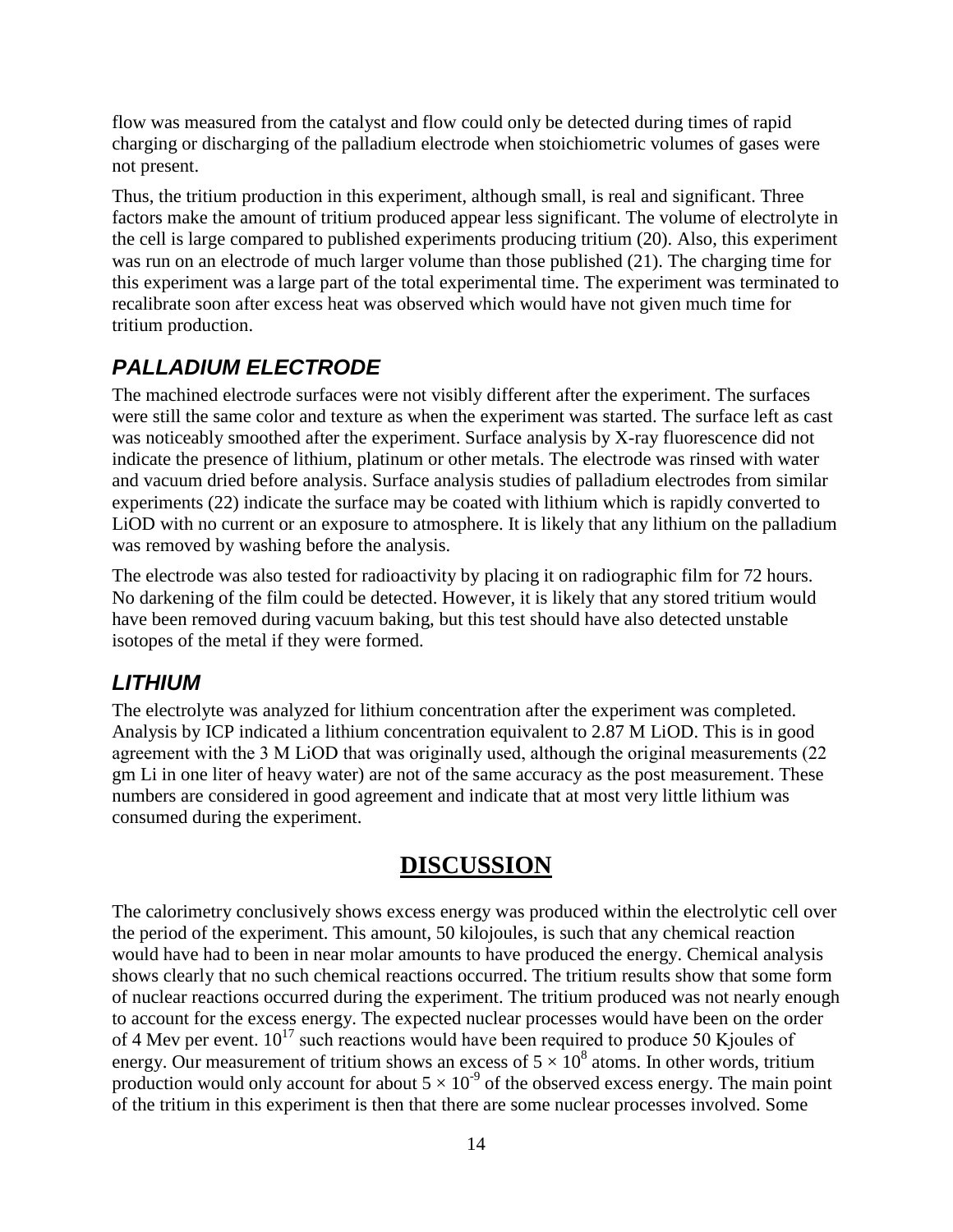flow was measured from the catalyst and flow could only be detected during times of rapid charging or discharging of the palladium electrode when stoichiometric volumes of gases were not present.

Thus, the tritium production in this experiment, although small, is real and significant. Three factors make the amount of tritium produced appear less significant. The volume of electrolyte in the cell is large compared to published experiments producing tritium (20). Also, this experiment was run on an electrode of much larger volume than those published (21). The charging time for this experiment was a large part of the total experimental time. The experiment was terminated to recalibrate soon after excess heat was observed which would have not given much time for tritium production.

## *PALLADIUM ELECTRODE*

The machined electrode surfaces were not visibly different after the experiment. The surfaces were still the same color and texture as when the experiment was started. The surface left as cast was noticeably smoothed after the experiment. Surface analysis by X-ray fluorescence did not indicate the presence of lithium, platinum or other metals. The electrode was rinsed with water and vacuum dried before analysis. Surface analysis studies of palladium electrodes from similar experiments (22) indicate the surface may be coated with lithium which is rapidly converted to LiOD with no current or an exposure to atmosphere. It is likely that any lithium on the palladium was removed by washing before the analysis.

The electrode was also tested for radioactivity by placing it on radiographic film for 72 hours. No darkening of the film could be detected. However, it is likely that any stored tritium would have been removed during vacuum baking, but this test should have also detected unstable isotopes of the metal if they were formed.

## *LITHIUM*

The electrolyte was analyzed for lithium concentration after the experiment was completed. Analysis by ICP indicated a lithium concentration equivalent to 2.87 M LiOD. This is in good agreement with the 3 M LiOD that was originally used, although the original measurements (22 gm Li in one liter of heavy water) are not of the same accuracy as the post measurement. These numbers are considered in good agreement and indicate that at most very little lithium was consumed during the experiment.

# DISCUSSION

The calorimetry conclusively shows excess energy was produced within the electrolytic cell over the period of the experiment. This amount, 50 kilojoules, is such that any chemical reaction would have had to been in near molar amounts to have produced the energy. Chemical analysis shows clearly that no such chemical reactions occurred. The tritium results show that some form of nuclear reactions occurred during the experiment. The tritium produced was not nearly enough to account for the excess energy. The expected nuclear processes would have been on the order of 4 Mev per event. $10^{17}$ such reactions would have been required to produce 50 Kjoules of energy. Our measurement of tritium shows an excess of $5 \times 10^{8}$ atoms. In other words, tritium production would only account for about $5 \times 10^{-9}$ of the observed excess energy. The main point of the tritium in this experiment is then that there are some nuclear processes involved. Some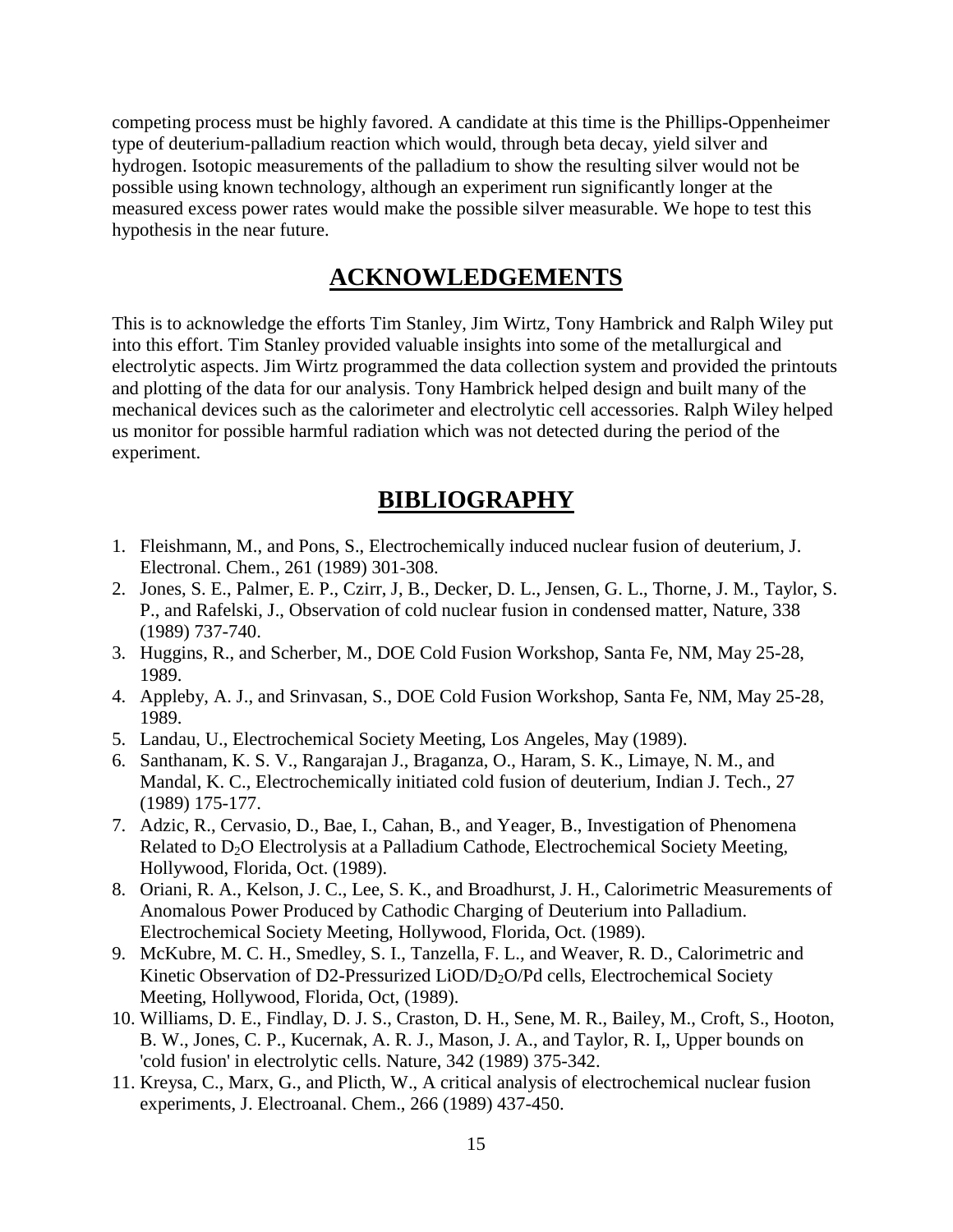competing process must be highly favored. A candidate at this time is the Phillips-Oppenheimer type of deuterium-palladium reaction which would, through beta decay, yield silver and hydrogen. Isotopic measurements of the palladium to show the resulting silver would not be possible using known technology, although an experiment run significantly longer at the measured excess power rates would make the possible silver measurable. We hope to test this hypothesis in the near future.

## ACKNOWLEDGEMENTS

This is to acknowledge the efforts Tim Stanley, Jim Wirtz, Tony Hambrick and Ralph Wiley put into this effort. Tim Stanley provided valuable insights into some of the metallurgical and electrolytic aspects. Jim Wirtz programmed the data collection system and provided the printouts and plotting of the data for our analysis. Tony Hambrick helped design and built many of the mechanical devices such as the calorimeter and electrolytic cell accessories. Ralph Wiley helped us monitor for possible harmful radiation which was not detected during the period of the experiment.

## BIBLIOGRAPHY

1. Fleishmann, M., and Pons, S., Electrochemically induced nuclear fusion of deuterium, J. Electronal. Chem., 261 (1989) 301-308.
2. Jones, S. E., Palmer, E. P., Czirr, J, B., Decker, D. L., Jensen, G. L., Thorne, J. M., Taylor, S. P., and Rafelski, J., Observation of cold nuclear fusion in condensed matter, Nature, 338 (1989) 737-740.
3. Huggins, R., and Scherber, M., DOE Cold Fusion Workshop, Santa Fe, NM, May 25-28, 1989.
4. Appleby, A. J., and Srinvasan, S., DOE Cold Fusion Workshop, Santa Fe, NM, May 25-28, 1989.
5. Landau, U., Electrochemical Society Meeting, Los Angeles, May (1989).
6. Santhanam, K. S. V., Rangarajan J., Braganza, O., Haram, S. K., Limaye, N. M., and Mandal, K. C., Electrochemically initiated cold fusion of deuterium, Indian J. Tech., 27 (1989) 175-177.
7. Adzic, R., Cervasio, D., Bae, I., Cahan, B., and Yeager, B., Investigation of Phenomena Related to $D_2O$ Electrolysis at a Palladium Cathode, Electrochemical Society Meeting, Hollywood, Florida, Oct. (1989).
8. Oriani, R. A., Kelson, J. C., Lee, S. K., and Broadhurst, J. H., Calorimetric Measurements of Anomalous Power Produced by Cathodic Charging of Deuterium into Palladium. Electrochemical Society Meeting, Hollywood, Florida, Oct. (1989).
9. McKubre, M. C. H., Smedley, S. I., Tanzella, F. L., and Weaver, R. D., Calorimetric and Kinetic Observation of D2-Pressurized $LiOD/D_2O/Pd$ cells, Electrochemical Society Meeting, Hollywood, Florida, Oct, (1989).
10. Williams, D. E., Findlay, D. J. S., Craston, D. H., Sene, M. R., Bailey, M., Croft, S., Hooton, B. W., Jones, C. P., Kucernak, A. R. J., Mason, J. A., and Taylor, R. I,, Upper bounds on 'cold fusion' in electrolytic cells. Nature, 342 (1989) 375-342.
11. Kreysa, C., Marx, G., and Plicth, W., A critical analysis of electrochemical nuclear fusion experiments, J. Electroanal. Chem., 266 (1989) 437-450.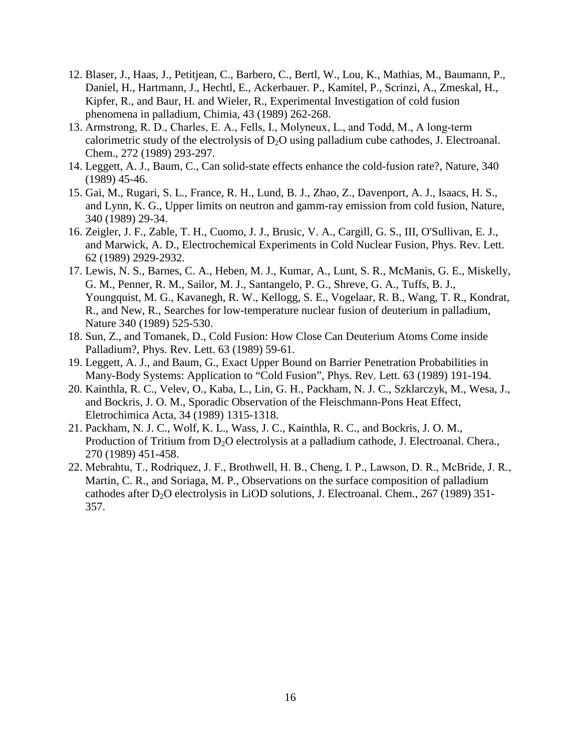12. Blaser, J., Haas, J., Petitjean, C., Barbero, C., Bertl, W., Lou, K., Mathias, M., Baumann, P., Daniel, H., Hartmann, J., Hechtl, E., Ackerbauer. P., Kamitel, P., Scrinzi, A., Zmeskal, H., Kipfer, R., and Baur, H. and Wieler, R., Experimental Investigation of cold fusion phenomena in palladium, Chimia, 43 (1989) 262-268.
13. Armstrong, R. D., Charles, E. A., Fells, I., Molyneux, L., and Todd, M., A long-term calorimetric study of the electrolysis of $D_2O$ using palladium cube cathodes, J. Electroanal. Chem., 272 (1989) 293-297.
14. Leggett, A. J., Baum, C., Can solid-state effects enhance the cold-fusion rate?, Nature, 340 (1989) 45-46.
15. Gai, M., Rugari, S. L., France, R. H., Lund, B. J., Zhao, Z., Davenport, A. J., Isaacs, H. S., and Lynn, K. G., Upper limits on neutron and gamm-ray emission from cold fusion, Nature, 340 (1989) 29-34.
16. Zeigler, J. F., Zable, T. H., Cuomo, J. J., Brusic, V. A., Cargill, G. S., III, O'Sullivan, E. J., and Marwick, A. D., Electrochemical Experiments in Cold Nuclear Fusion, Phys. Rev. Lett. 62 (1989) 2929-2932.
17. Lewis, N. S., Barnes, C. A., Heben, M. J., Kumar, A., Lunt, S. R., McManis, G. E., Miskelly, G. M., Penner, R. M., Sailor, M. J., Santangelo, P. G., Shreve, G. A., Tuffs, B. J., Youngquist, M. G., Kavanegh, R. W., Kellogg, S. E., Vogelaar, R. B., Wang, T. R., Kondrat, R., and New, R., Searches for low-temperature nuclear fusion of deuterium in palladium, Nature 340 (1989) 525-530.
18. Sun, Z., and Tomanek, D., Cold Fusion: How Close Can Deuterium Atoms Come inside Palladium?, Phys. Rev. Lett. 63 (1989) 59-61.
19. Leggett, A. J., and Baum, G., Exact Upper Bound on Barrier Penetration Probabilities in Many-Body Systems: Application to "Cold Fusion", Phys. Rev. Lett. 63 (1989) 191-194.
20. Kainthla, R. C., Velev, O., Kaba, L., Lin, G. H., Packham, N. J. C., Szklarczyk, M., Wesa, J., and Bockris, J. O. M., Sporadic Observation of the Fleischmann-Pons Heat Effect, Eletrochimica Acta, 34 (1989) 1315-1318.
21. Packham, N. J. C., Wolf, K. L., Wass, J. C., Kainthla, R. C., and Bockris, J. O. M., Production of Tritium from $D_2O$ electrolysis at a palladium cathode, J. Electroanal. Chera., 270 (1989) 451-458.
22. Mebrahtu, T., Rodriquez, J. F., Brothwell, H. B., Cheng, I. P., Lawson, D. R., McBride, J. R., Martin, C. R., and Soriaga, M. P., Observations on the surface composition of palladium cathodes after $D_2O$ electrolysis in LiOD solutions, J. Electroanal. Chem., 267 (1989) 351-357.